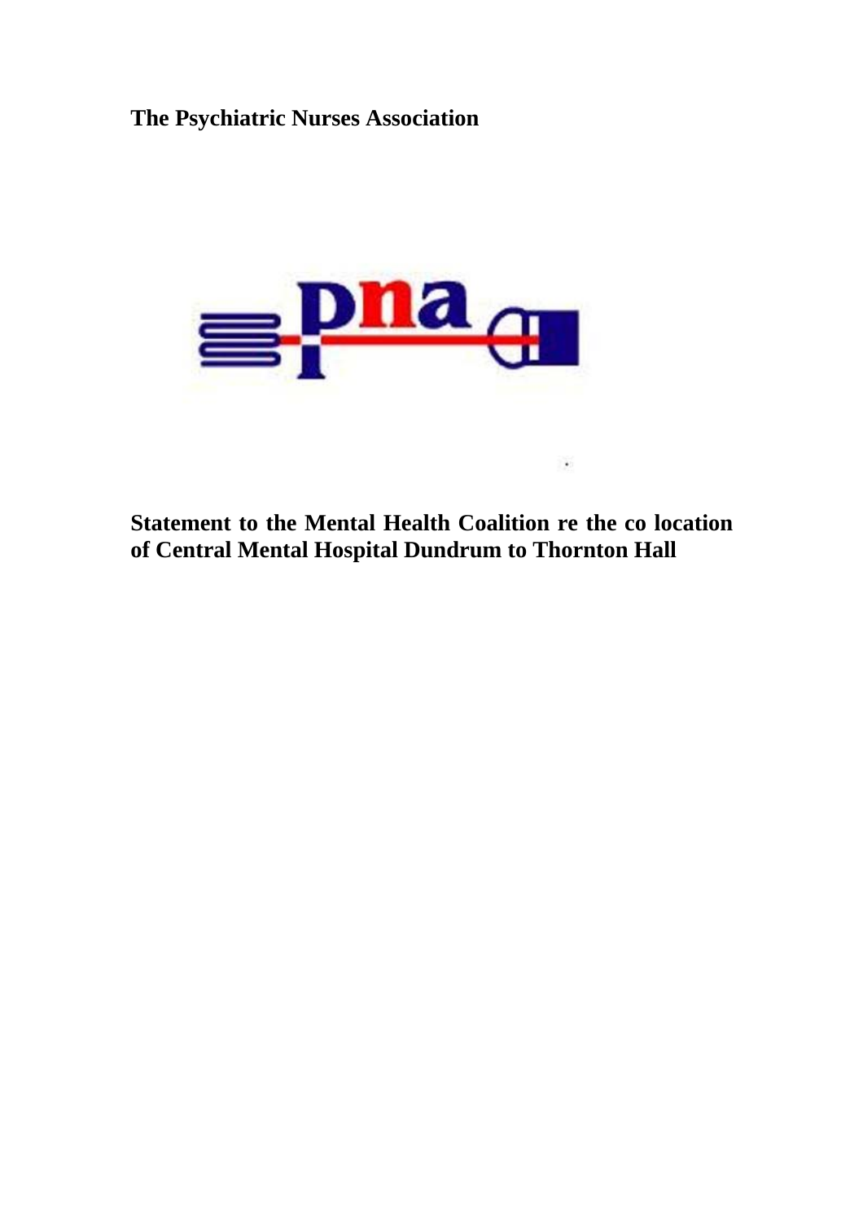**The Psychiatric Nurses Association**

**Statement to the Mental Health Coalition re the co location of Central Mental Hospital Dundrum to Thornton Hall**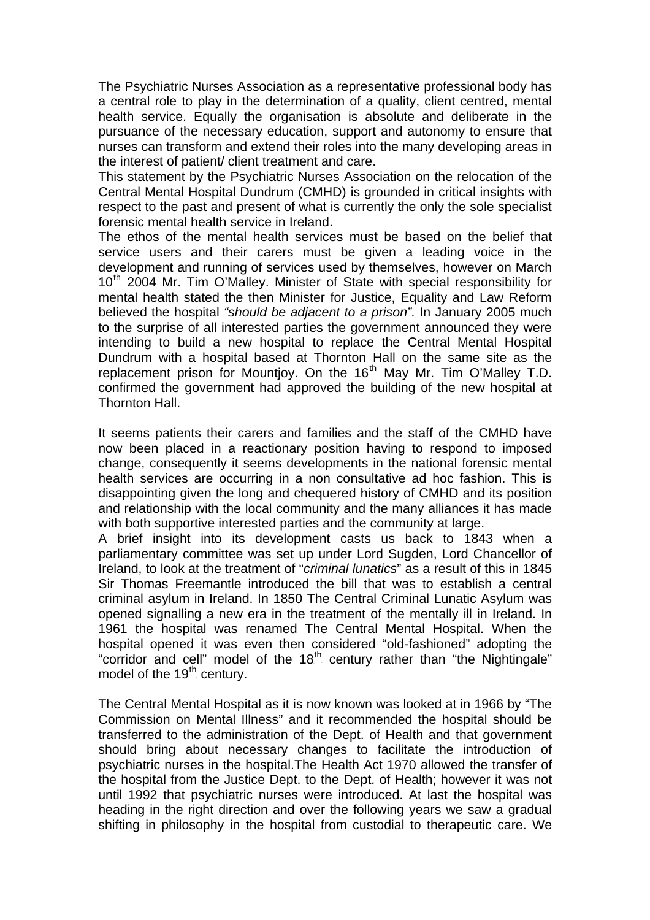The Psychiatric Nurses Association as a representative professional body has a central role to play in the determination of a quality, client centred, mental health service. Equally the organisation is absolute and deliberate in the pursuance of the necessary education, support and autonomy to ensure that nurses can transform and extend their roles into the many developing areas in the interest of patient/ client treatment and care.

This statement by the Psychiatric Nurses Association on the relocation of the Central Mental Hospital Dundrum (CMHD) is grounded in critical insights with respect to the past and present of what is currently the only the sole specialist forensic mental health service in Ireland.

The ethos of the mental health services must be based on the belief that service users and their carers must be given a leading voice in the development and running of services used by themselves, however on March 10th 2004 Mr. Tim O'Malley. Minister of State with special responsibility for mental health stated the then Minister for Justice, Equality and Law Reform believed the hospital *"should be adjacent to a prison".* In January 2005 much to the surprise of all interested parties the government announced they were intending to build a new hospital to replace the Central Mental Hospital Dundrum with a hospital based at Thornton Hall on the same site as the replacement prison for Mountjoy. On the 16th May Mr. Tim O'Malley T.D. confirmed the government had approved the building of the new hospital at Thornton Hall.

It seems patients their carers and families and the staff of the CMHD have now been placed in a reactionary position having to respond to imposed change, consequently it seems developments in the national forensic mental health services are occurring in a non consultative ad hoc fashion. This is disappointing given the long and chequered history of CMHD and its position and relationship with the local community and the many alliances it has made with both supportive interested parties and the community at large.

A brief insight into its development casts us back to 1843 when a parliamentary committee was set up under Lord Sugden, Lord Chancellor of Ireland, to look at the treatment of "*criminal lunatics*" as a result of this in 1845 Sir Thomas Freemantle introduced the bill that was to establish a central criminal asylum in Ireland. In 1850 The Central Criminal Lunatic Asylum was opened signalling a new era in the treatment of the mentally ill in Ireland. In 1961 the hospital was renamed The Central Mental Hospital. When the hospital opened it was even then considered "old-fashioned" adopting the "corridor and cell" model of the 18th century rather than "the Nightingale" model of the 19th century.

The Central Mental Hospital as it is now known was looked at in 1966 by "The Commission on Mental Illness" and it recommended the hospital should be transferred to the administration of the Dept. of Health and that government should bring about necessary changes to facilitate the introduction of psychiatric nurses in the hospital.The Health Act 1970 allowed the transfer of the hospital from the Justice Dept. to the Dept. of Health; however it was not until 1992 that psychiatric nurses were introduced. At last the hospital was heading in the right direction and over the following years we saw a gradual shifting in philosophy in the hospital from custodial to therapeutic care. We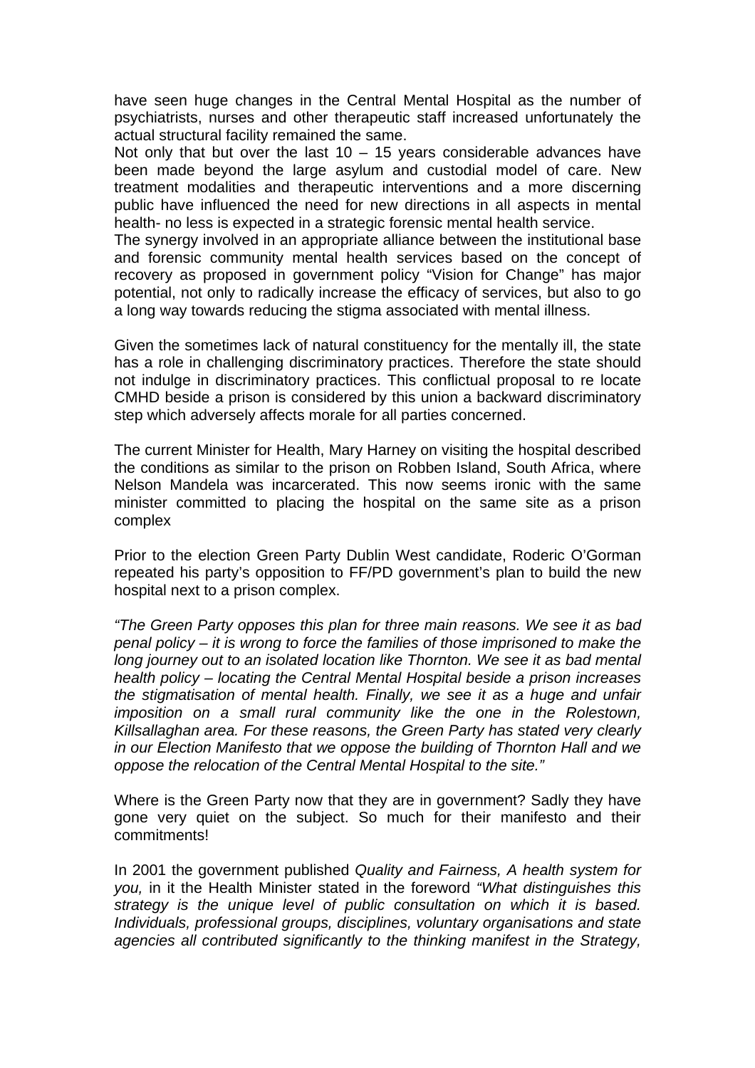have seen huge changes in the Central Mental Hospital as the number of psychiatrists, nurses and other therapeutic staff increased unfortunately the actual structural facility remained the same.

Not only that but over the last 10 – 15 years considerable advances have been made beyond the large asylum and custodial model of care. New treatment modalities and therapeutic interventions and a more discerning public have influenced the need for new directions in all aspects in mental health- no less is expected in a strategic forensic mental health service.

The synergy involved in an appropriate alliance between the institutional base and forensic community mental health services based on the concept of recovery as proposed in government policy "Vision for Change" has major potential, not only to radically increase the efficacy of services, but also to go a long way towards reducing the stigma associated with mental illness.

Given the sometimes lack of natural constituency for the mentally ill, the state has a role in challenging discriminatory practices. Therefore the state should not indulge in discriminatory practices. This conflictual proposal to re locate CMHD beside a prison is considered by this union a backward discriminatory step which adversely affects morale for all parties concerned.

The current Minister for Health, Mary Harney on visiting the hospital described the conditions as similar to the prison on Robben Island, South Africa, where Nelson Mandela was incarcerated. This now seems ironic with the same minister committed to placing the hospital on the same site as a prison complex

Prior to the election Green Party Dublin West candidate, Roderic O'Gorman repeated his party's opposition to FF/PD government's plan to build the new hospital next to a prison complex.

*"The Green Party opposes this plan for three main reasons. We see it as bad penal policy – it is wrong to force the families of those imprisoned to make the long journey out to an isolated location like Thornton. We see it as bad mental health policy – locating the Central Mental Hospital beside a prison increases the stigmatisation of mental health. Finally, we see it as a huge and unfair imposition on a small rural community like the one in the Rolestown, Killsallaghan area. For these reasons, the Green Party has stated very clearly in our Election Manifesto that we oppose the building of Thornton Hall and we oppose the relocation of the Central Mental Hospital to the site."*

Where is the Green Party now that they are in government? Sadly they have gone very quiet on the subject. So much for their manifesto and their commitments!

In 2001 the government published *Quality and Fairness, A health system for you,* in it the Health Minister stated in the foreword *"What distinguishes this strategy is the unique level of public consultation on which it is based. Individuals, professional groups, disciplines, voluntary organisations and state agencies all contributed significantly to the thinking manifest in the Strategy,*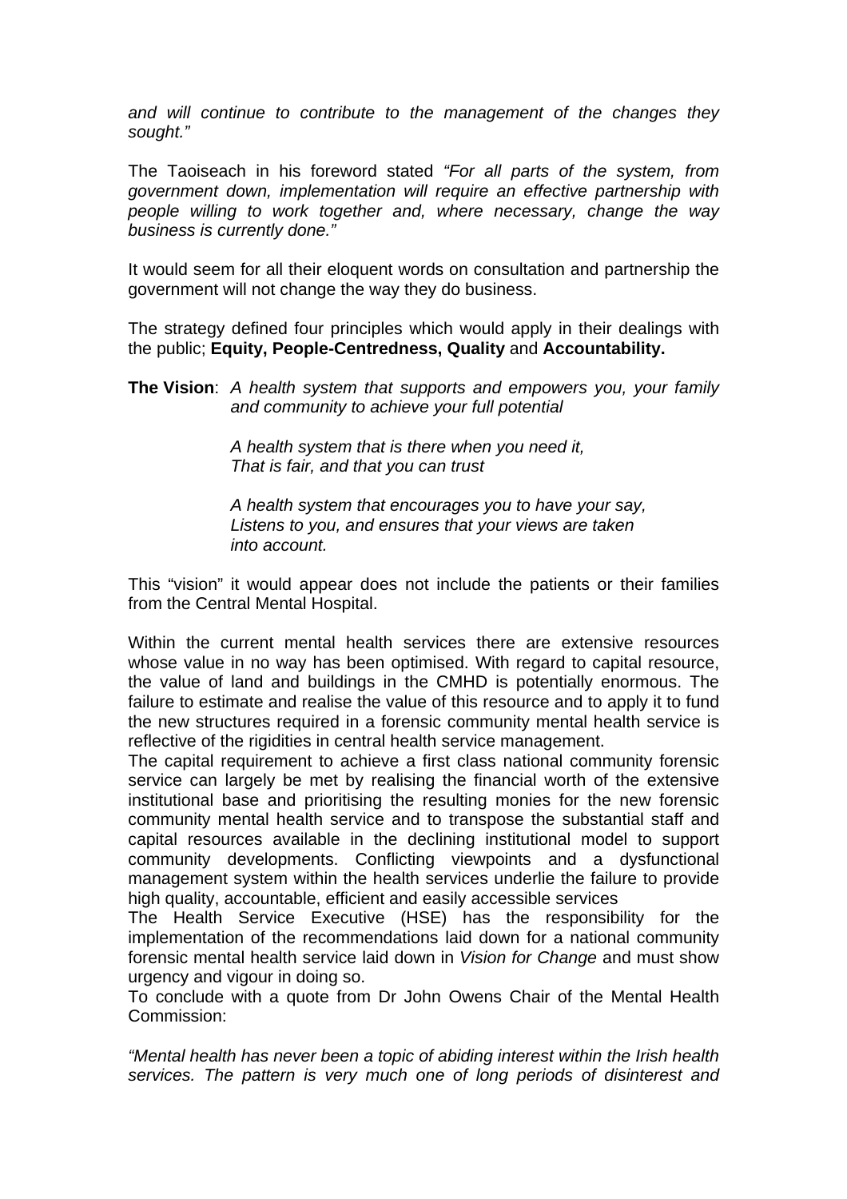*and will continue to contribute to the management of the changes they sought."*

The Taoiseach in his foreword stated *"For all parts of the system, from government down, implementation will require an effective partnership with people willing to work together and, where necessary, change the way business is currently done."*

It would seem for all their eloquent words on consultation and partnership the government will not change the way they do business.

The strategy defined four principles which would apply in their dealings with the public; **Equity, People-Centredness, Quality** and **Accountability.**

**The Vision**: *A health system that supports and empowers you, your family and community to achieve your full potential*

*A health system that is there when you need it,*
*That is fair, and that you can trust*

*A health system that encourages you to have your say,*
*Listens to you, and ensures that your views are taken into account.*

This "vision" it would appear does not include the patients or their families from the Central Mental Hospital.

Within the current mental health services there are extensive resources whose value in no way has been optimised. With regard to capital resource, the value of land and buildings in the CMHD is potentially enormous. The failure to estimate and realise the value of this resource and to apply it to fund the new structures required in a forensic community mental health service is reflective of the rigidities in central health service management.

The capital requirement to achieve a first class national community forensic service can largely be met by realising the financial worth of the extensive institutional base and prioritising the resulting monies for the new forensic community mental health service and to transpose the substantial staff and capital resources available in the declining institutional model to support community developments. Conflicting viewpoints and a dysfunctional management system within the health services underlie the failure to provide high quality, accountable, efficient and easily accessible services

The Health Service Executive (HSE) has the responsibility for the implementation of the recommendations laid down for a national community forensic mental health service laid down in *Vision for Change* and must show urgency and vigour in doing so.

To conclude with a quote from Dr John Owens Chair of the Mental Health Commission:

*"Mental health has never been a topic of abiding interest within the Irish health services. The pattern is very much one of long periods of disinterest and*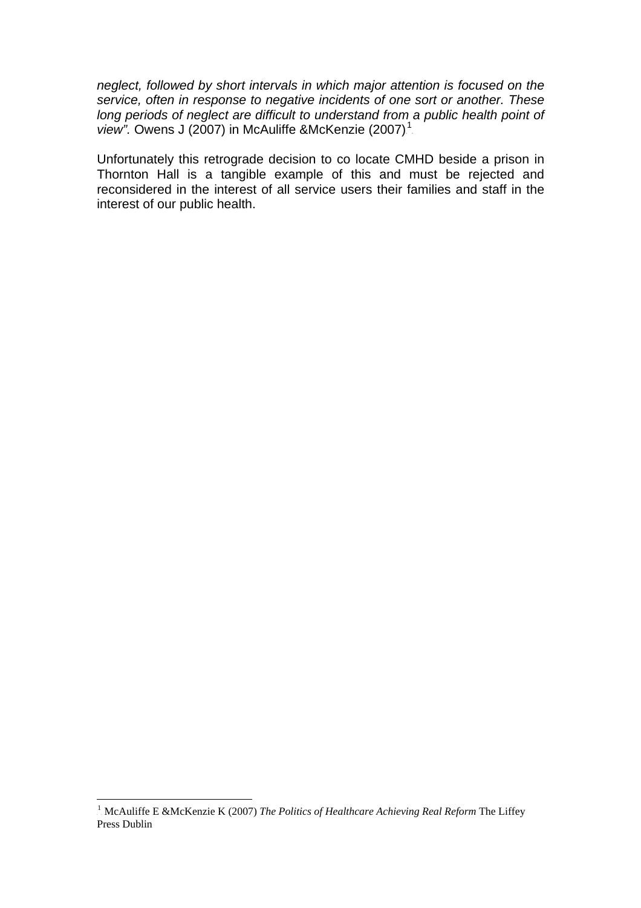*neglect, followed by short intervals in which major attention is focused on the service, often in response to negative incidents of one sort or another. These long periods of neglect are difficult to understand from a public health point of view".* Owens J (2007) in McAuliffe &McKenzie (2007)[1]

Unfortunately this retrograde decision to co locate CMHD beside a prison in Thornton Hall is a tangible example of this and must be rejected and reconsidered in the interest of all service users their families and staff in the interest of our public health.

---

[1] McAuliffe E &McKenzie K (2007) *The Politics of Healthcare Achieving Real Reform* The Liffey Press Dublin